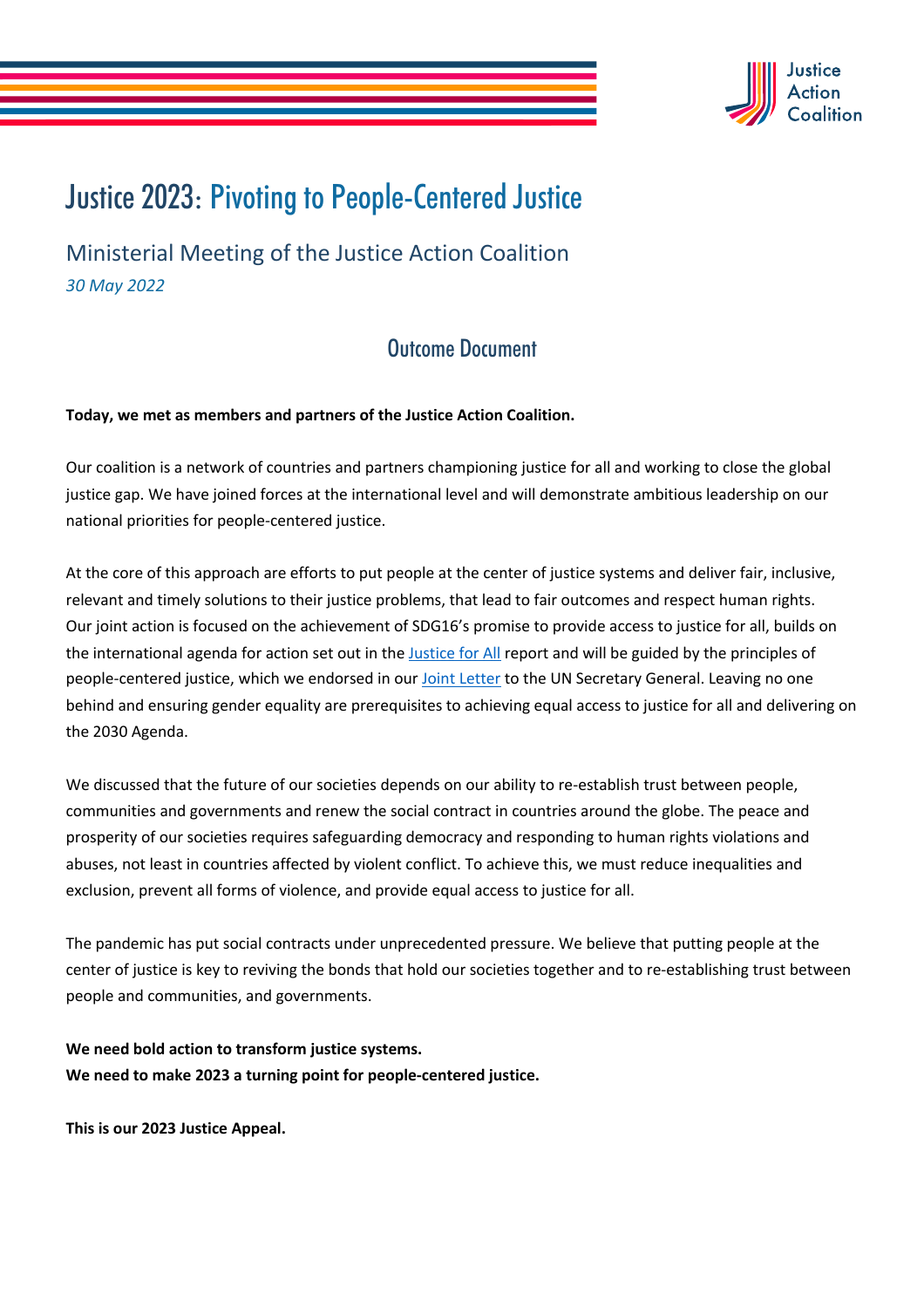Justice Action Coalition

# Justice 2023: Pivoting to People-Centered Justice

## Ministerial Meeting of the Justice Action Coalition

*30 May 2022*

### Outcome Document

**Today, we met as members and partners of the Justice Action Coalition.**

Our coalition is a network of countries and partners championing justice for all and working to close the global justice gap. We have joined forces at the international level and will demonstrate ambitious leadership on our national priorities for people-centered justice.

At the core of this approach are efforts to put people at the center of justice systems and deliver fair, inclusive, relevant and timely solutions to their justice problems, that lead to fair outcomes and respect human rights. Our joint action is focused on the achievement of SDG16's promise to provide access to justice for all, builds on the international agenda for action set out in the Justice for All report and will be guided by the principles of people-centered justice, which we endorsed in our Joint Letter to the UN Secretary General. Leaving no one behind and ensuring gender equality are prerequisites to achieving equal access to justice for all and delivering on the 2030 Agenda.

We discussed that the future of our societies depends on our ability to re-establish trust between people, communities and governments and renew the social contract in countries around the globe. The peace and prosperity of our societies requires safeguarding democracy and responding to human rights violations and abuses, not least in countries affected by violent conflict. To achieve this, we must reduce inequalities and exclusion, prevent all forms of violence, and provide equal access to justice for all.

The pandemic has put social contracts under unprecedented pressure. We believe that putting people at the center of justice is key to reviving the bonds that hold our societies together and to re-establishing trust between people and communities, and governments.

**We need bold action to transform justice systems.**
**We need to make 2023 a turning point for people-centered justice.**

**This is our 2023 Justice Appeal.**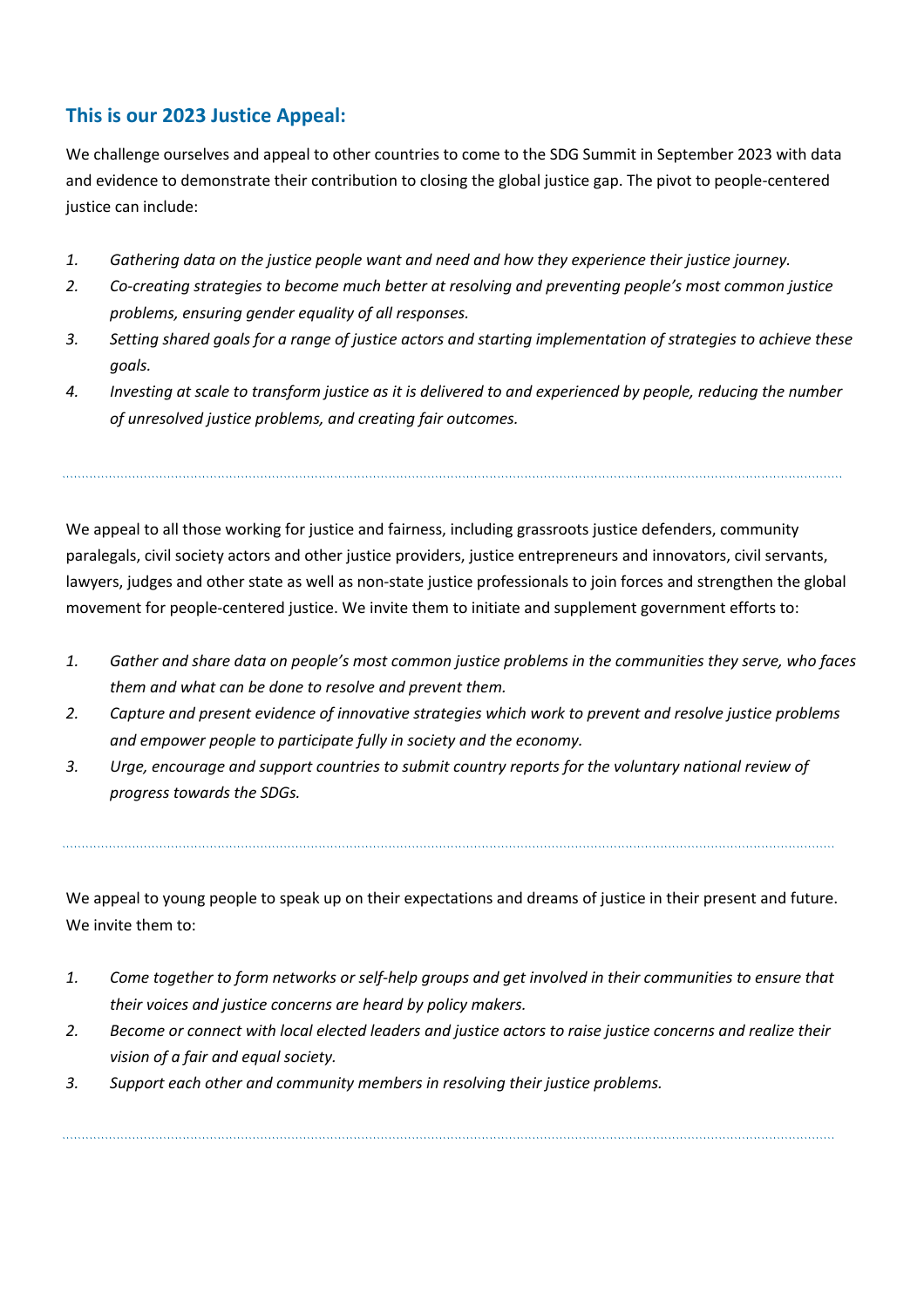## This is our 2023 Justice Appeal:

We challenge ourselves and appeal to other countries to come to the SDG Summit in September 2023 with data and evidence to demonstrate their contribution to closing the global justice gap. The pivot to people-centered justice can include:

1. *Gathering data on the justice people want and need and how they experience their justice journey.*
2. *Co-creating strategies to become much better at resolving and preventing people's most common justice problems, ensuring gender equality of all responses.*
3. *Setting shared goals for a range of justice actors and starting implementation of strategies to achieve these goals.*
4. *Investing at scale to transform justice as it is delivered to and experienced by people, reducing the number of unresolved justice problems, and creating fair outcomes.*

---

We appeal to all those working for justice and fairness, including grassroots justice defenders, community paralegals, civil society actors and other justice providers, justice entrepreneurs and innovators, civil servants, lawyers, judges and other state as well as non-state justice professionals to join forces and strengthen the global movement for people-centered justice. We invite them to initiate and supplement government efforts to:

1. *Gather and share data on people's most common justice problems in the communities they serve, who faces them and what can be done to resolve and prevent them.*
2. *Capture and present evidence of innovative strategies which work to prevent and resolve justice problems and empower people to participate fully in society and the economy.*
3. *Urge, encourage and support countries to submit country reports for the voluntary national review of progress towards the SDGs.*

---

We appeal to young people to speak up on their expectations and dreams of justice in their present and future. We invite them to:

1. *Come together to form networks or self-help groups and get involved in their communities to ensure that their voices and justice concerns are heard by policy makers.*
2. *Become or connect with local elected leaders and justice actors to raise justice concerns and realize their vision of a fair and equal society.*
3. *Support each other and community members in resolving their justice problems.*

---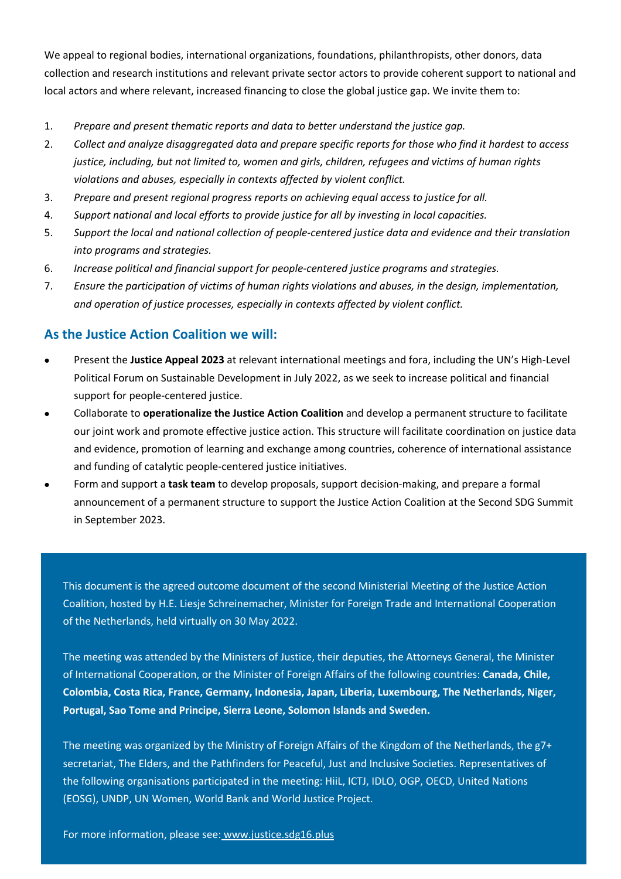We appeal to regional bodies, international organizations, foundations, philanthropists, other donors, data collection and research institutions and relevant private sector actors to provide coherent support to national and local actors and where relevant, increased financing to close the global justice gap. We invite them to:

1. *Prepare and present thematic reports and data to better understand the justice gap.*
2. *Collect and analyze disaggregated data and prepare specific reports for those who find it hardest to access justice, including, but not limited to, women and girls, children, refugees and victims of human rights violations and abuses, especially in contexts affected by violent conflict.*
3. *Prepare and present regional progress reports on achieving equal access to justice for all.*
4. *Support national and local efforts to provide justice for all by investing in local capacities.*
5. *Support the local and national collection of people-centered justice data and evidence and their translation into programs and strategies.*
6. *Increase political and financial support for people-centered justice programs and strategies.*
7. *Ensure the participation of victims of human rights violations and abuses, in the design, implementation, and operation of justice processes, especially in contexts affected by violent conflict.*

## As the Justice Action Coalition we will:

- Present the **Justice Appeal 2023** at relevant international meetings and fora, including the UN's High-Level Political Forum on Sustainable Development in July 2022, as we seek to increase political and financial support for people-centered justice.
- Collaborate to **operationalize the Justice Action Coalition** and develop a permanent structure to facilitate our joint work and promote effective justice action. This structure will facilitate coordination on justice data and evidence, promotion of learning and exchange among countries, coherence of international assistance and funding of catalytic people-centered justice initiatives.
- Form and support a **task team** to develop proposals, support decision-making, and prepare a formal announcement of a permanent structure to support the Justice Action Coalition at the Second SDG Summit in September 2023.

This document is the agreed outcome document of the second Ministerial Meeting of the Justice Action Coalition, hosted by H.E. Liesje Schreinemacher, Minister for Foreign Trade and International Cooperation of the Netherlands, held virtually on 30 May 2022.

The meeting was attended by the Ministers of Justice, their deputies, the Attorneys General, the Minister of International Cooperation, or the Minister of Foreign Affairs of the following countries: **Canada, Chile, Colombia, Costa Rica, France, Germany, Indonesia, Japan, Liberia, Luxembourg, The Netherlands, Niger, Portugal, Sao Tome and Principe, Sierra Leone, Solomon Islands and Sweden.**

The meeting was organized by the Ministry of Foreign Affairs of the Kingdom of the Netherlands, the g7+ secretariat, The Elders, and the Pathfinders for Peaceful, Just and Inclusive Societies. Representatives of the following organisations participated in the meeting: HiiL, ICTJ, IDLO, OGP, OECD, United Nations (EOSG), UNDP, UN Women, World Bank and World Justice Project.

For more information, please see: www.justice.sdg16.plus